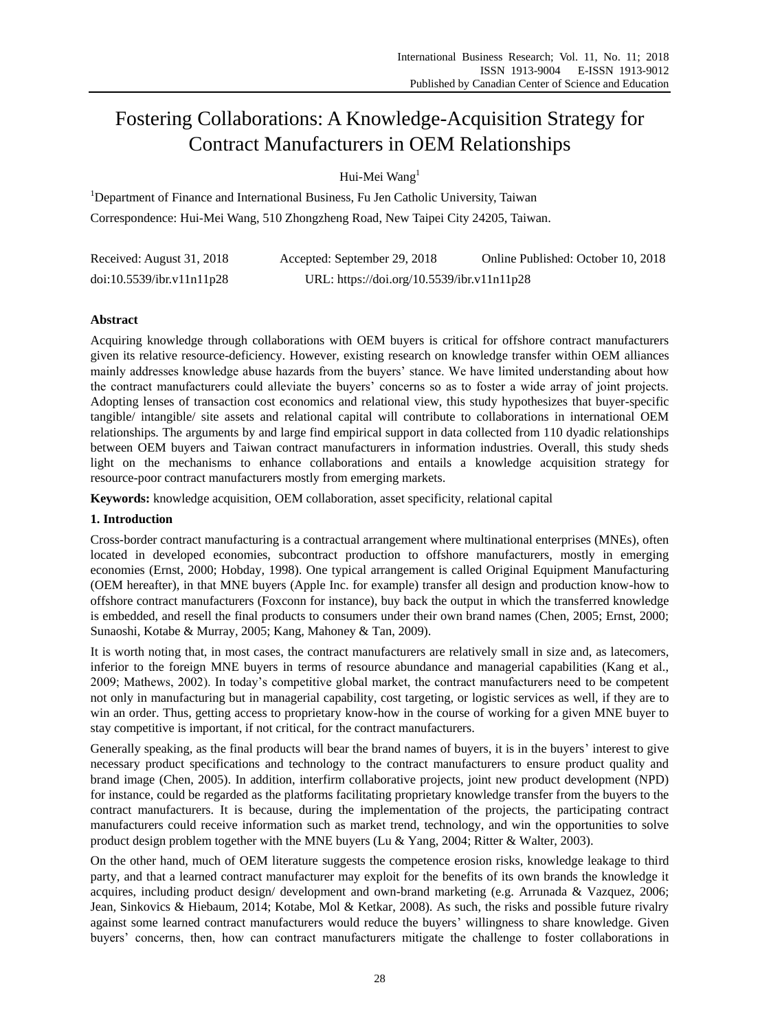# Fostering Collaborations: A Knowledge-Acquisition Strategy for Contract Manufacturers in OEM Relationships

Hui-Mei Wang[1]

[1]Department of Finance and International Business, Fu Jen Catholic University, Taiwan

Correspondence: Hui-Mei Wang, 510 Zhongzheng Road, New Taipei City 24205, Taiwan.

Received: August 31, 2018  Accepted: September 29, 2018  Online Published: October 10, 2018

doi:10.5539/ibr.v11n11p28  URL: https://doi.org/10.5539/ibr.v11n11p28

## Abstract

Acquiring knowledge through collaborations with OEM buyers is critical for offshore contract manufacturers given its relative resource-deficiency. However, existing research on knowledge transfer within OEM alliances mainly addresses knowledge abuse hazards from the buyers' stance. We have limited understanding about how the contract manufacturers could alleviate the buyers' concerns so as to foster a wide array of joint projects. Adopting lenses of transaction cost economics and relational view, this study hypothesizes that buyer-specific tangible/ intangible/ site assets and relational capital will contribute to collaborations in international OEM relationships. The arguments by and large find empirical support in data collected from 110 dyadic relationships between OEM buyers and Taiwan contract manufacturers in information industries. Overall, this study sheds light on the mechanisms to enhance collaborations and entails a knowledge acquisition strategy for resource-poor contract manufacturers mostly from emerging markets.

**Keywords:** knowledge acquisition, OEM collaboration, asset specificity, relational capital

## 1. Introduction

Cross-border contract manufacturing is a contractual arrangement where multinational enterprises (MNEs), often located in developed economies, subcontract production to offshore manufacturers, mostly in emerging economies (Ernst, 2000; Hobday, 1998). One typical arrangement is called Original Equipment Manufacturing (OEM hereafter), in that MNE buyers (Apple Inc. for example) transfer all design and production know-how to offshore contract manufacturers (Foxconn for instance), buy back the output in which the transferred knowledge is embedded, and resell the final products to consumers under their own brand names (Chen, 2005; Ernst, 2000; Sunaoshi, Kotabe & Murray, 2005; Kang, Mahoney & Tan, 2009).

It is worth noting that, in most cases, the contract manufacturers are relatively small in size and, as latecomers, inferior to the foreign MNE buyers in terms of resource abundance and managerial capabilities (Kang et al., 2009; Mathews, 2002). In today's competitive global market, the contract manufacturers need to be competent not only in manufacturing but in managerial capability, cost targeting, or logistic services as well, if they are to win an order. Thus, getting access to proprietary know-how in the course of working for a given MNE buyer to stay competitive is important, if not critical, for the contract manufacturers.

Generally speaking, as the final products will bear the brand names of buyers, it is in the buyers' interest to give necessary product specifications and technology to the contract manufacturers to ensure product quality and brand image (Chen, 2005). In addition, interfirm collaborative projects, joint new product development (NPD) for instance, could be regarded as the platforms facilitating proprietary knowledge transfer from the buyers to the contract manufacturers. It is because, during the implementation of the projects, the participating contract manufacturers could receive information such as market trend, technology, and win the opportunities to solve product design problem together with the MNE buyers (Lu & Yang, 2004; Ritter & Walter, 2003).

On the other hand, much of OEM literature suggests the competence erosion risks, knowledge leakage to third party, and that a learned contract manufacturer may exploit for the benefits of its own brands the knowledge it acquires, including product design/ development and own-brand marketing (e.g. Arrunada & Vazquez, 2006; Jean, Sinkovics & Hiebaum, 2014; Kotabe, Mol & Ketkar, 2008). As such, the risks and possible future rivalry against some learned contract manufacturers would reduce the buyers' willingness to share knowledge. Given buyers' concerns, then, how can contract manufacturers mitigate the challenge to foster collaborations in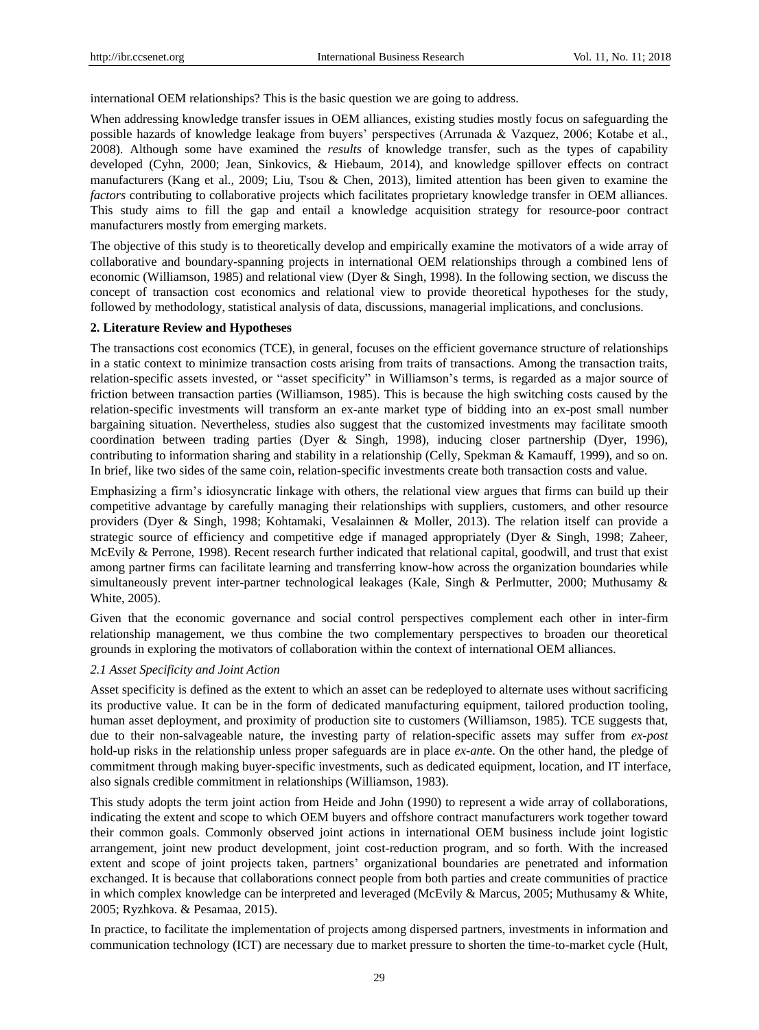international OEM relationships? This is the basic question we are going to address.

When addressing knowledge transfer issues in OEM alliances, existing studies mostly focus on safeguarding the possible hazards of knowledge leakage from buyers' perspectives (Arrunada & Vazquez, 2006; Kotabe et al., 2008). Although some have examined the *results* of knowledge transfer, such as the types of capability developed (Cyhn, 2000; Jean, Sinkovics, & Hiebaum, 2014), and knowledge spillover effects on contract manufacturers (Kang et al., 2009; Liu, Tsou & Chen, 2013), limited attention has been given to examine the *factors* contributing to collaborative projects which facilitates proprietary knowledge transfer in OEM alliances. This study aims to fill the gap and entail a knowledge acquisition strategy for resource-poor contract manufacturers mostly from emerging markets.

The objective of this study is to theoretically develop and empirically examine the motivators of a wide array of collaborative and boundary-spanning projects in international OEM relationships through a combined lens of economic (Williamson, 1985) and relational view (Dyer & Singh, 1998). In the following section, we discuss the concept of transaction cost economics and relational view to provide theoretical hypotheses for the study, followed by methodology, statistical analysis of data, discussions, managerial implications, and conclusions.

## 2. Literature Review and Hypotheses

The transactions cost economics (TCE), in general, focuses on the efficient governance structure of relationships in a static context to minimize transaction costs arising from traits of transactions. Among the transaction traits, relation-specific assets invested, or "asset specificity" in Williamson's terms, is regarded as a major source of friction between transaction parties (Williamson, 1985). This is because the high switching costs caused by the relation-specific investments will transform an ex-ante market type of bidding into an ex-post small number bargaining situation. Nevertheless, studies also suggest that the customized investments may facilitate smooth coordination between trading parties (Dyer & Singh, 1998), inducing closer partnership (Dyer, 1996), contributing to information sharing and stability in a relationship (Celly, Spekman & Kamauff, 1999), and so on. In brief, like two sides of the same coin, relation-specific investments create both transaction costs and value.

Emphasizing a firm's idiosyncratic linkage with others, the relational view argues that firms can build up their competitive advantage by carefully managing their relationships with suppliers, customers, and other resource providers (Dyer & Singh, 1998; Kohtamaki, Vesalainnen & Moller, 2013). The relation itself can provide a strategic source of efficiency and competitive edge if managed appropriately (Dyer & Singh, 1998; Zaheer, McEvily & Perrone, 1998). Recent research further indicated that relational capital, goodwill, and trust that exist among partner firms can facilitate learning and transferring know-how across the organization boundaries while simultaneously prevent inter-partner technological leakages (Kale, Singh & Perlmutter, 2000; Muthusamy & White, 2005).

Given that the economic governance and social control perspectives complement each other in inter-firm relationship management, we thus combine the two complementary perspectives to broaden our theoretical grounds in exploring the motivators of collaboration within the context of international OEM alliances.

### *2.1 Asset Specificity and Joint Action*

Asset specificity is defined as the extent to which an asset can be redeployed to alternate uses without sacrificing its productive value. It can be in the form of dedicated manufacturing equipment, tailored production tooling, human asset deployment, and proximity of production site to customers (Williamson, 1985). TCE suggests that, due to their non-salvageable nature, the investing party of relation-specific assets may suffer from *ex-post* hold-up risks in the relationship unless proper safeguards are in place *ex-ant*e. On the other hand, the pledge of commitment through making buyer-specific investments, such as dedicated equipment, location, and IT interface, also signals credible commitment in relationships (Williamson, 1983).

This study adopts the term joint action from Heide and John (1990) to represent a wide array of collaborations, indicating the extent and scope to which OEM buyers and offshore contract manufacturers work together toward their common goals. Commonly observed joint actions in international OEM business include joint logistic arrangement, joint new product development, joint cost-reduction program, and so forth. With the increased extent and scope of joint projects taken, partners' organizational boundaries are penetrated and information exchanged. It is because that collaborations connect people from both parties and create communities of practice in which complex knowledge can be interpreted and leveraged (McEvily & Marcus, 2005; Muthusamy & White, 2005; Ryzhkova. & Pesamaa, 2015).

In practice, to facilitate the implementation of projects among dispersed partners, investments in information and communication technology (ICT) are necessary due to market pressure to shorten the time-to-market cycle (Hult,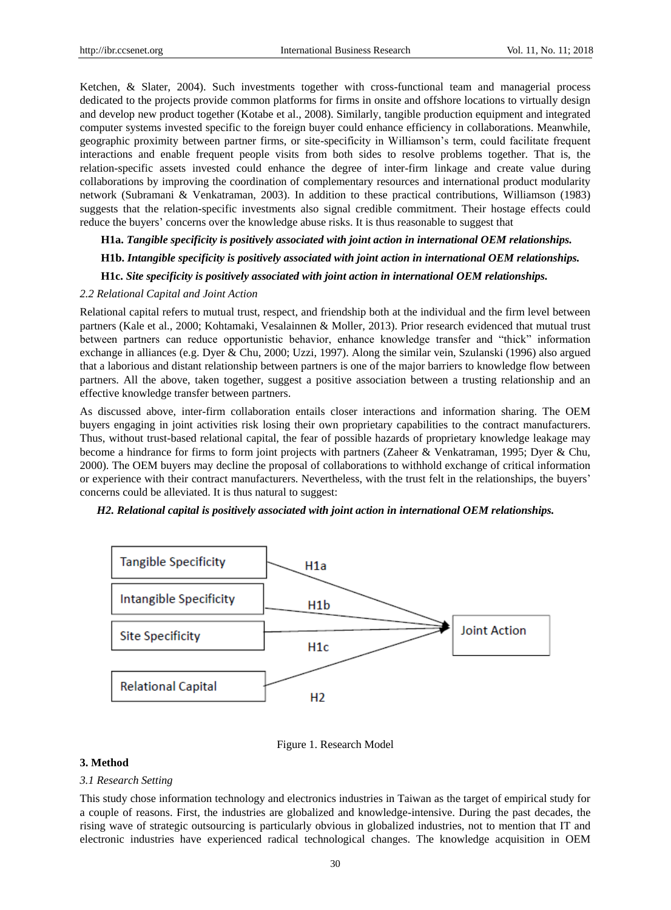Ketchen, & Slater, 2004). Such investments together with cross-functional team and managerial process dedicated to the projects provide common platforms for firms in onsite and offshore locations to virtually design and develop new product together (Kotabe et al., 2008). Similarly, tangible production equipment and integrated computer systems invested specific to the foreign buyer could enhance efficiency in collaborations. Meanwhile, geographic proximity between partner firms, or site-specificity in Williamson's term, could facilitate frequent interactions and enable frequent people visits from both sides to resolve problems together. That is, the relation-specific assets invested could enhance the degree of inter-firm linkage and create value during collaborations by improving the coordination of complementary resources and international product modularity network (Subramani & Venkatraman, 2003). In addition to these practical contributions, Williamson (1983) suggests that the relation-specific investments also signal credible commitment. Their hostage effects could reduce the buyers' concerns over the knowledge abuse risks. It is thus reasonable to suggest that

**H1a.** ***Tangible specificity is positively associated with joint action in international OEM relationships.***

**H1b.** ***Intangible specificity is positively associated with joint action in international OEM relationships.***

**H1c.** ***Site specificity is positively associated with joint action in international OEM relationships.***

*2.2 Relational Capital and Joint Action*

Relational capital refers to mutual trust, respect, and friendship both at the individual and the firm level between partners (Kale et al., 2000; Kohtamaki, Vesalainnen & Moller, 2013). Prior research evidenced that mutual trust between partners can reduce opportunistic behavior, enhance knowledge transfer and "thick" information exchange in alliances (e.g. Dyer & Chu, 2000; Uzzi, 1997). Along the similar vein, Szulanski (1996) also argued that a laborious and distant relationship between partners is one of the major barriers to knowledge flow between partners. All the above, taken together, suggest a positive association between a trusting relationship and an effective knowledge transfer between partners.

As discussed above, inter-firm collaboration entails closer interactions and information sharing. The OEM buyers engaging in joint activities risk losing their own proprietary capabilities to the contract manufacturers. Thus, without trust-based relational capital, the fear of possible hazards of proprietary knowledge leakage may become a hindrance for firms to form joint projects with partners (Zaheer & Venkatraman, 1995; Dyer & Chu, 2000). The OEM buyers may decline the proposal of collaborations to withhold exchange of critical information or experience with their contract manufacturers. Nevertheless, with the trust felt in the relationships, the buyers' concerns could be alleviated. It is thus natural to suggest:

***H2. Relational capital is positively associated with joint action in international OEM relationships.***

Tangible Specificity —H1a→ Joint Action
Intangible Specificity —H1b→ Joint Action
Site Specificity —H1c→ Joint Action
Relational Capital —H2→ Joint Action

Figure 1. Research Model

**3. Method**

*3.1 Research Setting*

This study chose information technology and electronics industries in Taiwan as the target of empirical study for a couple of reasons. First, the industries are globalized and knowledge-intensive. During the past decades, the rising wave of strategic outsourcing is particularly obvious in globalized industries, not to mention that IT and electronic industries have experienced radical technological changes. The knowledge acquisition in OEM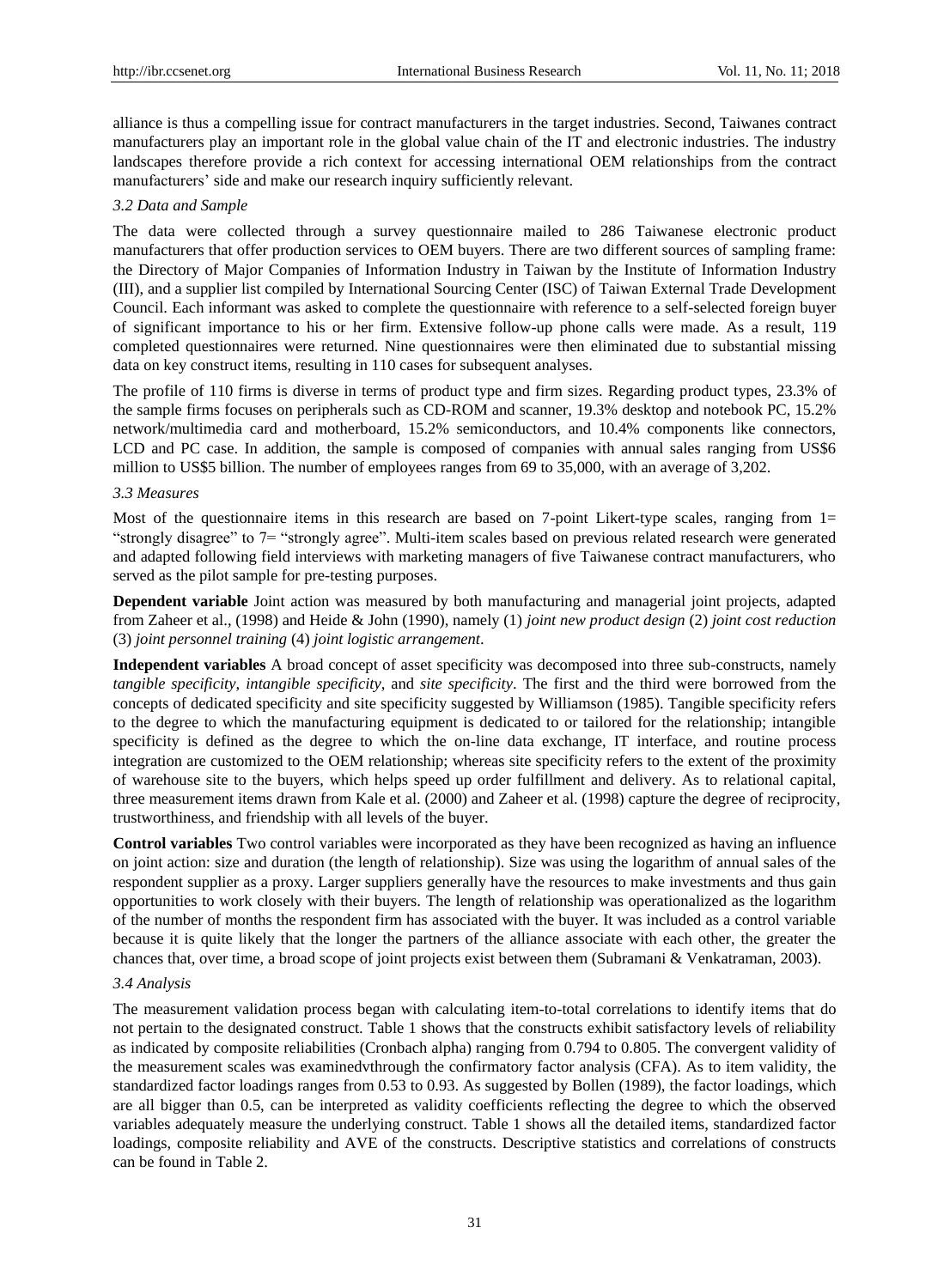alliance is thus a compelling issue for contract manufacturers in the target industries. Second, Taiwanes contract manufacturers play an important role in the global value chain of the IT and electronic industries. The industry landscapes therefore provide a rich context for accessing international OEM relationships from the contract manufacturers' side and make our research inquiry sufficiently relevant.

### *3.2 Data and Sample*

The data were collected through a survey questionnaire mailed to 286 Taiwanese electronic product manufacturers that offer production services to OEM buyers. There are two different sources of sampling frame: the Directory of Major Companies of Information Industry in Taiwan by the Institute of Information Industry (III), and a supplier list compiled by International Sourcing Center (ISC) of Taiwan External Trade Development Council. Each informant was asked to complete the questionnaire with reference to a self-selected foreign buyer of significant importance to his or her firm. Extensive follow-up phone calls were made. As a result, 119 completed questionnaires were returned. Nine questionnaires were then eliminated due to substantial missing data on key construct items, resulting in 110 cases for subsequent analyses.

The profile of 110 firms is diverse in terms of product type and firm sizes. Regarding product types, 23.3% of the sample firms focuses on peripherals such as CD-ROM and scanner, 19.3% desktop and notebook PC, 15.2% network/multimedia card and motherboard, 15.2% semiconductors, and 10.4% components like connectors, LCD and PC case. In addition, the sample is composed of companies with annual sales ranging from US$6 million to US$5 billion. The number of employees ranges from 69 to 35,000, with an average of 3,202.

### *3.3 Measures*

Most of the questionnaire items in this research are based on 7-point Likert-type scales, ranging from 1= "strongly disagree" to 7= "strongly agree". Multi-item scales based on previous related research were generated and adapted following field interviews with marketing managers of five Taiwanese contract manufacturers, who served as the pilot sample for pre-testing purposes.

**Dependent variable** Joint action was measured by both manufacturing and managerial joint projects, adapted from Zaheer et al., (1998) and Heide & John (1990), namely (1) *joint new product design* (2) *joint cost reduction* (3) *joint personnel training* (4) *joint logistic arrangement*.

**Independent variables** A broad concept of asset specificity was decomposed into three sub-constructs, namely *tangible specificity*, *intangible specificity*, and *site specificity*. The first and the third were borrowed from the concepts of dedicated specificity and site specificity suggested by Williamson (1985). Tangible specificity refers to the degree to which the manufacturing equipment is dedicated to or tailored for the relationship; intangible specificity is defined as the degree to which the on-line data exchange, IT interface, and routine process integration are customized to the OEM relationship; whereas site specificity refers to the extent of the proximity of warehouse site to the buyers, which helps speed up order fulfillment and delivery. As to relational capital, three measurement items drawn from Kale et al. (2000) and Zaheer et al. (1998) capture the degree of reciprocity, trustworthiness, and friendship with all levels of the buyer.

**Control variables** Two control variables were incorporated as they have been recognized as having an influence on joint action: size and duration (the length of relationship). Size was using the logarithm of annual sales of the respondent supplier as a proxy. Larger suppliers generally have the resources to make investments and thus gain opportunities to work closely with their buyers. The length of relationship was operationalized as the logarithm of the number of months the respondent firm has associated with the buyer. It was included as a control variable because it is quite likely that the longer the partners of the alliance associate with each other, the greater the chances that, over time, a broad scope of joint projects exist between them (Subramani & Venkatraman, 2003).

### *3.4 Analysis*

The measurement validation process began with calculating item-to-total correlations to identify items that do not pertain to the designated construct. Table 1 shows that the constructs exhibit satisfactory levels of reliability as indicated by composite reliabilities (Cronbach alpha) ranging from 0.794 to 0.805. The convergent validity of the measurement scales was examinedvthrough the confirmatory factor analysis (CFA). As to item validity, the standardized factor loadings ranges from 0.53 to 0.93. As suggested by Bollen (1989), the factor loadings, which are all bigger than 0.5, can be interpreted as validity coefficients reflecting the degree to which the observed variables adequately measure the underlying construct. Table 1 shows all the detailed items, standardized factor loadings, composite reliability and AVE of the constructs. Descriptive statistics and correlations of constructs can be found in Table 2.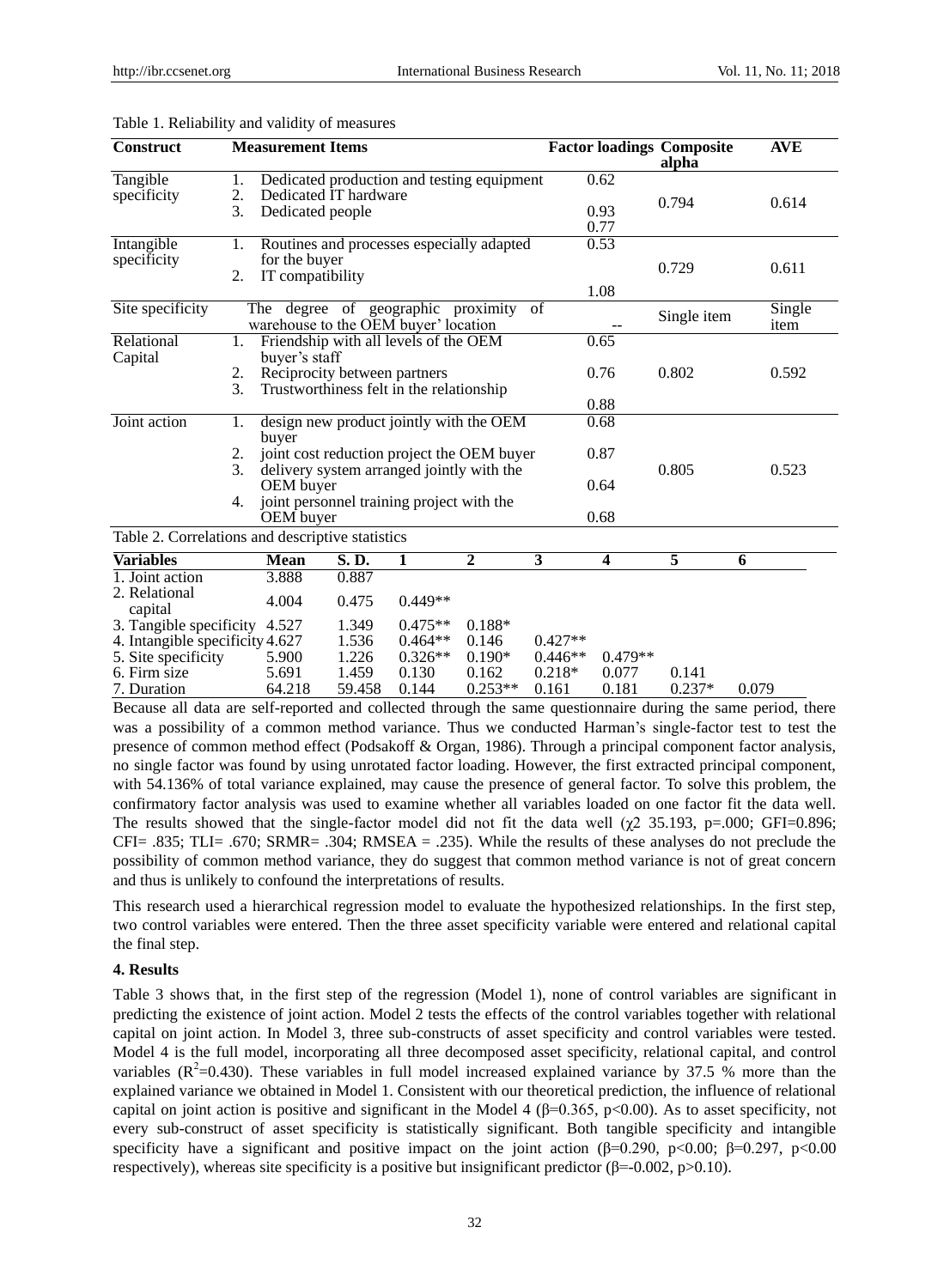Table 1. Reliability and validity of measures

| Construct | Measurement Items | Factor loadings | Composite alpha | AVE |
|---|---|---|---|---|
| Tangible specificity | 1. Dedicated production and testing equipment<br>2. Dedicated IT hardware<br>3. Dedicated people | 0.62<br>0.93<br>0.77 | 0.794 | 0.614 |
| Intangible specificity | 1. Routines and processes especially adapted for the buyer<br>2. IT compatibility | 0.53<br>1.08 | 0.729 | 0.611 |
| Site specificity | The degree of geographic proximity of warehouse to the OEM buyer' location | -- | Single item | Single item |
| Relational Capital | 1. Friendship with all levels of the OEM buyer's staff<br>2. Reciprocity between partners<br>3. Trustworthiness felt in the relationship | 0.65<br>0.76<br>0.88 | 0.802 | 0.592 |
| Joint action | 1. design new product jointly with the OEM buyer<br>2. joint cost reduction project the OEM buyer<br>3. delivery system arranged jointly with the OEM buyer<br>4. joint personnel training project with the OEM buyer | 0.68<br>0.87<br>0.64<br>0.68 | 0.805 | 0.523 |

Table 2. Correlations and descriptive statistics

| Variables | Mean | S. D. | 1 | 2 | 3 | 4 | 5 | 6 |
|---|---|---|---|---|---|---|---|---|
| 1. Joint action | 3.888 | 0.887 | | | | | | |
| 2. Relational capital | 4.004 | 0.475 | 0.449** | | | | | |
| 3. Tangible specificity | 4.527 | 1.349 | 0.475** | 0.188* | | | | |
| 4. Intangible specificity | 4.627 | 1.536 | 0.464** | 0.146 | 0.427** | | | |
| 5. Site specificity | 5.900 | 1.226 | 0.326** | 0.190* | 0.446** | 0.479** | | |
| 6. Firm size | 5.691 | 1.459 | 0.130 | 0.162 | 0.218* | 0.077 | 0.141 | |
| 7. Duration | 64.218 | 59.458 | 0.144 | 0.253** | 0.161 | 0.181 | 0.237* | 0.079 |

Because all data are self-reported and collected through the same questionnaire during the same period, there was a possibility of a common method variance. Thus we conducted Harman's single-factor test to test the presence of common method effect (Podsakoff & Organ, 1986). Through a principal component factor analysis, no single factor was found by using unrotated factor loading. However, the first extracted principal component, with 54.136% of total variance explained, may cause the presence of general factor. To solve this problem, the confirmatory factor analysis was used to examine whether all variables loaded on one factor fit the data well. The results showed that the single-factor model did not fit the data well ($\chi2$ 35.193, p=.000; GFI=0.896; CFI= .835; TLI= .670; SRMR= .304; RMSEA = .235). While the results of these analyses do not preclude the possibility of common method variance, they do suggest that common method variance is not of great concern and thus is unlikely to confound the interpretations of results.

This research used a hierarchical regression model to evaluate the hypothesized relationships. In the first step, two control variables were entered. Then the three asset specificity variable were entered and relational capital the final step.

### 4. Results

Table 3 shows that, in the first step of the regression (Model 1), none of control variables are significant in predicting the existence of joint action. Model 2 tests the effects of the control variables together with relational capital on joint action. In Model 3, three sub-constructs of asset specificity and control variables were tested. Model 4 is the full model, incorporating all three decomposed asset specificity, relational capital, and control variables ($R^2$=0.430). These variables in full model increased explained variance by 37.5 % more than the explained variance we obtained in Model 1. Consistent with our theoretical prediction, the influence of relational capital on joint action is positive and significant in the Model 4 ($\beta$=0.365, p<0.00). As to asset specificity, not every sub-construct of asset specificity is statistically significant. Both tangible specificity and intangible specificity have a significant and positive impact on the joint action ($\beta$=0.290, p<0.00; $\beta$=0.297, p<0.00 respectively), whereas site specificity is a positive but insignificant predictor ($\beta$=-0.002, p>0.10).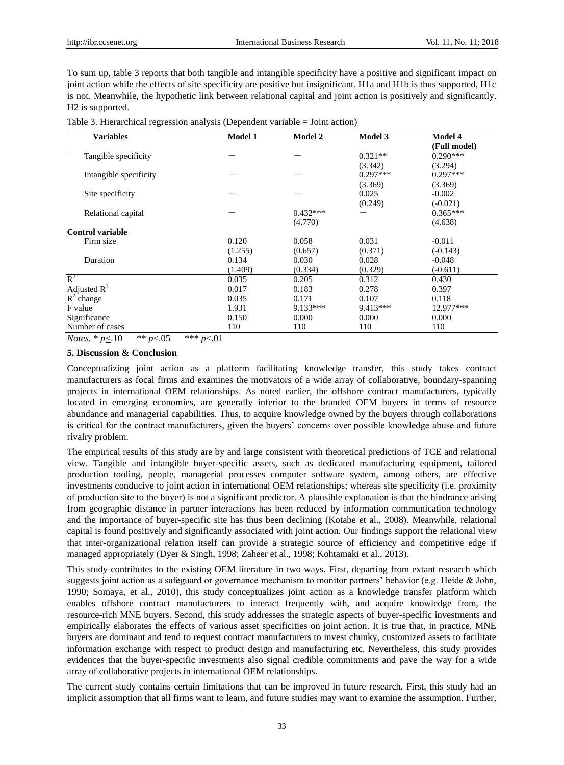To sum up, table 3 reports that both tangible and intangible specificity have a positive and significant impact on joint action while the effects of site specificity are positive but insignificant. H1a and H1b is thus supported, H1c is not. Meanwhile, the hypothetic link between relational capital and joint action is positively and significantly. H2 is supported.

Table 3. Hierarchical regression analysis (Dependent variable = Joint action)

| Variables | Model 1 | Model 2 | Model 3 | Model 4 (Full model) |
|---|---|---|---|---|
| Tangible specificity | — | — | 0.321** | 0.290*** |
| | | | (3.342) | (3.294) |
| Intangible specificity | — | — | 0.297*** | 0.297*** |
| | | | (3.369) | (3.369) |
| Site specificity | — | — | 0.025 | -0.002 |
| | | | (0.249) | (-0.021) |
| Relational capital | — | 0.432*** | — | 0.365*** |
| | | (4.770) | | (4.638) |
| **Control variable** | | | | |
| Firm size | 0.120 | 0.058 | 0.031 | -0.011 |
| | (1.255) | (0.657) | (0.371) | (-0.143) |
| Duration | 0.134 | 0.030 | 0.028 | -0.048 |
| | (1.409) | (0.334) | (0.329) | (-0.611) |
| $R^2$ | 0.035 | 0.205 | 0.312 | 0.430 |
| Adjusted $R^2$ | 0.017 | 0.183 | 0.278 | 0.397 |
| $R^2$ change | 0.035 | 0.171 | 0.107 | 0.118 |
| F value | 1.931 | 9.133*** | 9.413*** | 12.977*** |
| Significance | 0.150 | 0.000 | 0.000 | 0.000 |
| Number of cases | 110 | 110 | 110 | 110 |

*Notes.* * $p\leq.10$ ** $p<.05$ *** $p<.01$

### 5. Discussion & Conclusion

Conceptualizing joint action as a platform facilitating knowledge transfer, this study takes contract manufacturers as focal firms and examines the motivators of a wide array of collaborative, boundary-spanning projects in international OEM relationships. As noted earlier, the offshore contract manufacturers, typically located in emerging economies, are generally inferior to the branded OEM buyers in terms of resource abundance and managerial capabilities. Thus, to acquire knowledge owned by the buyers through collaborations is critical for the contract manufacturers, given the buyers' concerns over possible knowledge abuse and future rivalry problem.

The empirical results of this study are by and large consistent with theoretical predictions of TCE and relational view. Tangible and intangible buyer-specific assets, such as dedicated manufacturing equipment, tailored production tooling, people, managerial processes computer software system, among others, are effective investments conducive to joint action in international OEM relationships; whereas site specificity (i.e. proximity of production site to the buyer) is not a significant predictor. A plausible explanation is that the hindrance arising from geographic distance in partner interactions has been reduced by information communication technology and the importance of buyer-specific site has thus been declining (Kotabe et al., 2008). Meanwhile, relational capital is found positively and significantly associated with joint action. Our findings support the relational view that inter-organizational relation itself can provide a strategic source of efficiency and competitive edge if managed appropriately (Dyer & Singh, 1998; Zaheer et al., 1998; Kohtamaki et al., 2013).

This study contributes to the existing OEM literature in two ways. First, departing from extant research which suggests joint action as a safeguard or governance mechanism to monitor partners' behavior (e.g. Heide & John, 1990; Somaya, et al., 2010), this study conceptualizes joint action as a knowledge transfer platform which enables offshore contract manufacturers to interact frequently with, and acquire knowledge from, the resource-rich MNE buyers. Second, this study addresses the strategic aspects of buyer-specific investments and empirically elaborates the effects of various asset specificities on joint action. It is true that, in practice, MNE buyers are dominant and tend to request contract manufacturers to invest chunky, customized assets to facilitate information exchange with respect to product design and manufacturing etc. Nevertheless, this study provides evidences that the buyer-specific investments also signal credible commitments and pave the way for a wide array of collaborative projects in international OEM relationships.

The current study contains certain limitations that can be improved in future research. First, this study had an implicit assumption that all firms want to learn, and future studies may want to examine the assumption. Further,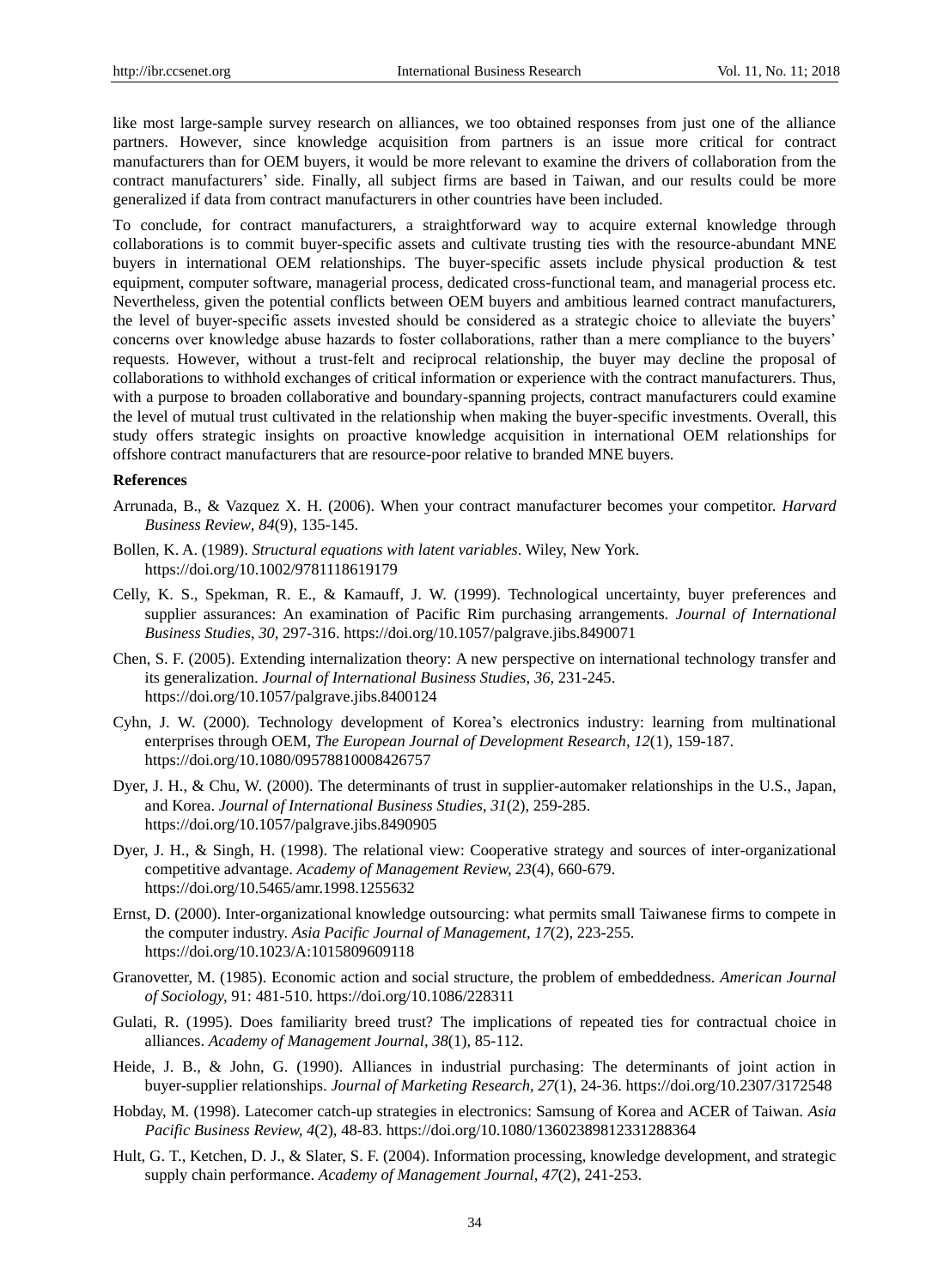like most large-sample survey research on alliances, we too obtained responses from just one of the alliance partners. However, since knowledge acquisition from partners is an issue more critical for contract manufacturers than for OEM buyers, it would be more relevant to examine the drivers of collaboration from the contract manufacturers' side. Finally, all subject firms are based in Taiwan, and our results could be more generalized if data from contract manufacturers in other countries have been included.

To conclude, for contract manufacturers, a straightforward way to acquire external knowledge through collaborations is to commit buyer-specific assets and cultivate trusting ties with the resource-abundant MNE buyers in international OEM relationships. The buyer-specific assets include physical production & test equipment, computer software, managerial process, dedicated cross-functional team, and managerial process etc. Nevertheless, given the potential conflicts between OEM buyers and ambitious learned contract manufacturers, the level of buyer-specific assets invested should be considered as a strategic choice to alleviate the buyers' concerns over knowledge abuse hazards to foster collaborations, rather than a mere compliance to the buyers' requests. However, without a trust-felt and reciprocal relationship, the buyer may decline the proposal of collaborations to withhold exchanges of critical information or experience with the contract manufacturers. Thus, with a purpose to broaden collaborative and boundary-spanning projects, contract manufacturers could examine the level of mutual trust cultivated in the relationship when making the buyer-specific investments. Overall, this study offers strategic insights on proactive knowledge acquisition in international OEM relationships for offshore contract manufacturers that are resource-poor relative to branded MNE buyers.

**References**

Arrunada, B., & Vazquez X. H. (2006). When your contract manufacturer becomes your competitor. *Harvard Business Review*, *84*(9), 135-145.

Bollen, K. A. (1989). *Structural equations with latent variables*. Wiley, New York. https://doi.org/10.1002/9781118619179

Celly, K. S., Spekman, R. E., & Kamauff, J. W. (1999). Technological uncertainty, buyer preferences and supplier assurances: An examination of Pacific Rim purchasing arrangements. *Journal of International Business Studies, 30*, 297-316. https://doi.org/10.1057/palgrave.jibs.8490071

Chen, S. F. (2005). Extending internalization theory: A new perspective on international technology transfer and its generalization. *Journal of International Business Studies, 36*, 231-245. https://doi.org/10.1057/palgrave.jibs.8400124

Cyhn, J. W. (2000). Technology development of Korea's electronics industry: learning from multinational enterprises through OEM, *The European Journal of Development Research*, *12*(1), 159-187. https://doi.org/10.1080/09578810008426757

Dyer, J. H., & Chu, W. (2000). The determinants of trust in supplier-automaker relationships in the U.S., Japan, and Korea. *Journal of International Business Studies, 31*(2), 259-285. https://doi.org/10.1057/palgrave.jibs.8490905

Dyer, J. H., & Singh, H. (1998). The relational view: Cooperative strategy and sources of inter-organizational competitive advantage. *Academy of Management Review, 23*(4), 660-679. https://doi.org/10.5465/amr.1998.1255632

Ernst, D. (2000). Inter-organizational knowledge outsourcing: what permits small Taiwanese firms to compete in the computer industry. *Asia Pacific Journal of Management*, *17*(2), 223-255. https://doi.org/10.1023/A:1015809609118

Granovetter, M. (1985). Economic action and social structure, the problem of embeddedness. *American Journal of Sociology,* 91: 481-510. https://doi.org/10.1086/228311

Gulati, R. (1995). Does familiarity breed trust? The implications of repeated ties for contractual choice in alliances. *Academy of Management Journal*, *38*(1), 85-112.

Heide, J. B., & John, G. (1990). Alliances in industrial purchasing: The determinants of joint action in buyer-supplier relationships. *Journal of Marketing Research, 27*(1), 24-36. https://doi.org/10.2307/3172548

Hobday, M. (1998). Latecomer catch-up strategies in electronics: Samsung of Korea and ACER of Taiwan. *Asia Pacific Business Review, 4*(2), 48-83. https://doi.org/10.1080/13602389812331288364

Hult, G. T., Ketchen, D. J., & Slater, S. F. (2004). Information processing, knowledge development, and strategic supply chain performance. *Academy of Management Journal*, *47*(2), 241-253.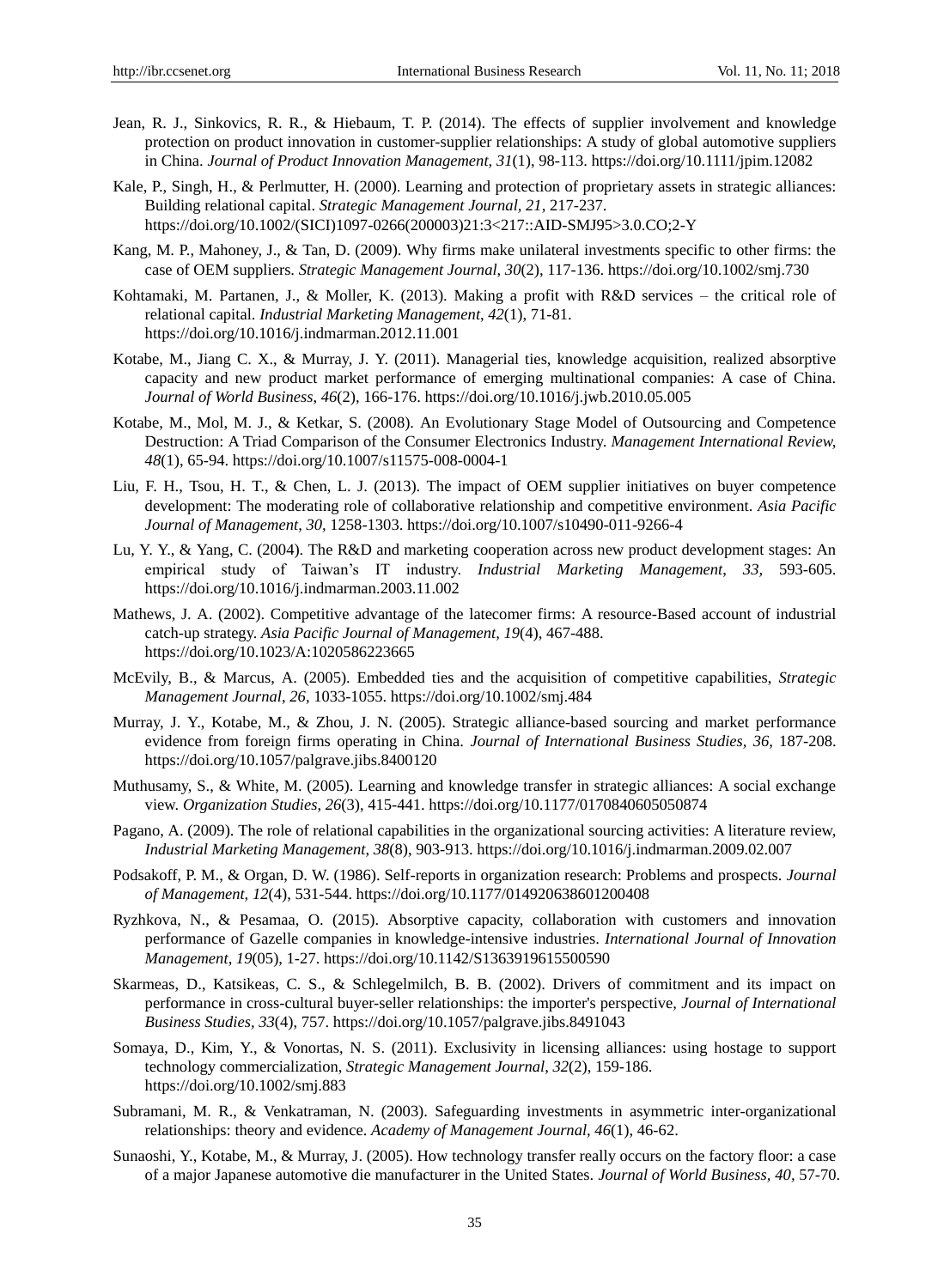Jean, R. J., Sinkovics, R. R., & Hiebaum, T. P. (2014). The effects of supplier involvement and knowledge protection on product innovation in customer-supplier relationships: A study of global automotive suppliers in China. *Journal of Product Innovation Management, 31*(1), 98-113. https://doi.org/10.1111/jpim.12082

Kale, P., Singh, H., & Perlmutter, H. (2000). Learning and protection of proprietary assets in strategic alliances: Building relational capital. *Strategic Management Journal*, *21*, 217-237. https://doi.org/10.1002/(SICI)1097-0266(200003)21:3<217::AID-SMJ95>3.0.CO;2-Y

Kang, M. P., Mahoney, J., & Tan, D. (2009). Why firms make unilateral investments specific to other firms: the case of OEM suppliers. *Strategic Management Journal*, *30*(2), 117-136. https://doi.org/10.1002/smj.730

Kohtamaki, M. Partanen, J., & Moller, K. (2013). Making a profit with R&D services – the critical role of relational capital. *Industrial Marketing Management*, *42*(1), 71-81. https://doi.org/10.1016/j.indmarman.2012.11.001

Kotabe, M., Jiang C. X., & Murray, J. Y. (2011). Managerial ties, knowledge acquisition, realized absorptive capacity and new product market performance of emerging multinational companies: A case of China. *Journal of World Business*, *46*(2), 166-176. https://doi.org/10.1016/j.jwb.2010.05.005

Kotabe, M., Mol, M. J., & Ketkar, S. (2008). An Evolutionary Stage Model of Outsourcing and Competence Destruction: A Triad Comparison of the Consumer Electronics Industry. *Management International Review, 48*(1), 65-94. https://doi.org/10.1007/s11575-008-0004-1

Liu, F. H., Tsou, H. T., & Chen, L. J. (2013). The impact of OEM supplier initiatives on buyer competence development: The moderating role of collaborative relationship and competitive environment. *Asia Pacific Journal of Management*, *30,* 1258-1303. https://doi.org/10.1007/s10490-011-9266-4

Lu, Y. Y., & Yang, C. (2004). The R&D and marketing cooperation across new product development stages: An empirical study of Taiwan's IT industry. *Industrial Marketing Management*, *33,* 593-605. https://doi.org/10.1016/j.indmarman.2003.11.002

Mathews, J. A. (2002). Competitive advantage of the latecomer firms: A resource-Based account of industrial catch-up strategy. *Asia Pacific Journal of Management, 19*(4), 467-488. https://doi.org/10.1023/A:1020586223665

McEvily, B., & Marcus, A. (2005). Embedded ties and the acquisition of competitive capabilities, *Strategic Management Journal*, *26,* 1033-1055. https://doi.org/10.1002/smj.484

Murray, J. Y., Kotabe, M., & Zhou, J. N. (2005). Strategic alliance-based sourcing and market performance evidence from foreign firms operating in China. *Journal of International Business Studies*, *36,* 187-208. https://doi.org/10.1057/palgrave.jibs.8400120

Muthusamy, S., & White, M. (2005). Learning and knowledge transfer in strategic alliances: A social exchange view. *Organization Studies, 26*(3), 415-441. https://doi.org/10.1177/0170840605050874

Pagano, A. (2009). The role of relational capabilities in the organizational sourcing activities: A literature review, *Industrial Marketing Management*, *38*(8), 903-913. https://doi.org/10.1016/j.indmarman.2009.02.007

Podsakoff, P. M., & Organ, D. W. (1986). Self-reports in organization research: Problems and prospects. *Journal of Management*, *12*(4), 531-544. https://doi.org/10.1177/014920638601200408

Ryzhkova, N., & Pesamaa, O. (2015). Absorptive capacity, collaboration with customers and innovation performance of Gazelle companies in knowledge-intensive industries. *International Journal of Innovation Management*, *19*(05), 1-27. https://doi.org/10.1142/S1363919615500590

Skarmeas, D., Katsikeas, C. S., & Schlegelmilch, B. B. (2002). Drivers of commitment and its impact on performance in cross-cultural buyer-seller relationships: the importer's perspective, *Journal of International Business Studies*, *33*(4), 757. https://doi.org/10.1057/palgrave.jibs.8491043

Somaya, D., Kim, Y., & Vonortas, N. S. (2011). Exclusivity in licensing alliances: using hostage to support technology commercialization, *Strategic Management Journal*, *32*(2), 159-186. https://doi.org/10.1002/smj.883

Subramani, M. R., & Venkatraman, N. (2003). Safeguarding investments in asymmetric inter-organizational relationships: theory and evidence. *Academy of Management Journal, 46*(1), 46-62.

Sunaoshi, Y., Kotabe, M., & Murray, J. (2005). How technology transfer really occurs on the factory floor: a case of a major Japanese automotive die manufacturer in the United States. *Journal of World Business, 40,* 57-70.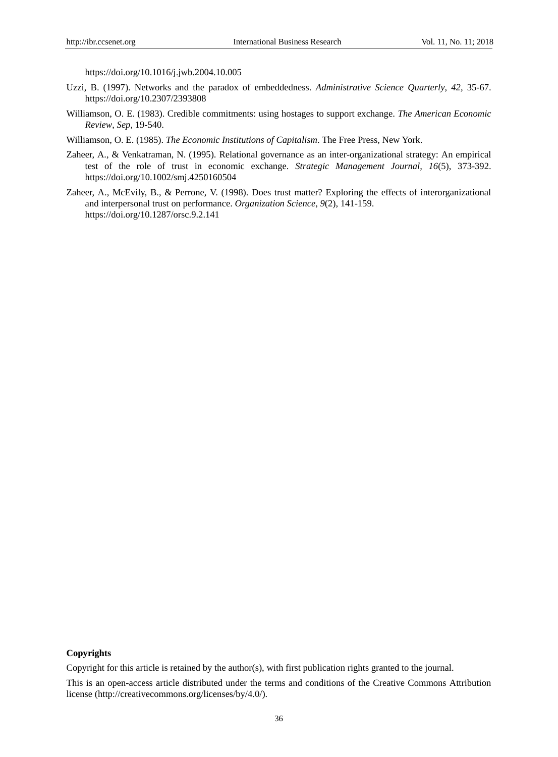https://doi.org/10.1016/j.jwb.2004.10.005

Uzzi, B. (1997). Networks and the paradox of embeddedness. *Administrative Science Quarterly, 42*, 35-67. https://doi.org/10.2307/2393808

Williamson, O. E. (1983). Credible commitments: using hostages to support exchange. *The American Economic Review, Sep*, 19-540.

Williamson, O. E. (1985). *The Economic Institutions of Capitalism*. The Free Press, New York.

Zaheer, A., & Venkatraman, N. (1995). Relational governance as an inter-organizational strategy: An empirical test of the role of trust in economic exchange. *Strategic Management Journal, 16*(5), 373-392. https://doi.org/10.1002/smj.4250160504

Zaheer, A., McEvily, B., & Perrone, V. (1998). Does trust matter? Exploring the effects of interorganizational and interpersonal trust on performance. *Organization Science, 9*(2), 141-159. https://doi.org/10.1287/orsc.9.2.141

**Copyrights**

Copyright for this article is retained by the author(s), with first publication rights granted to the journal.

This is an open-access article distributed under the terms and conditions of the Creative Commons Attribution license (http://creativecommons.org/licenses/by/4.0/).